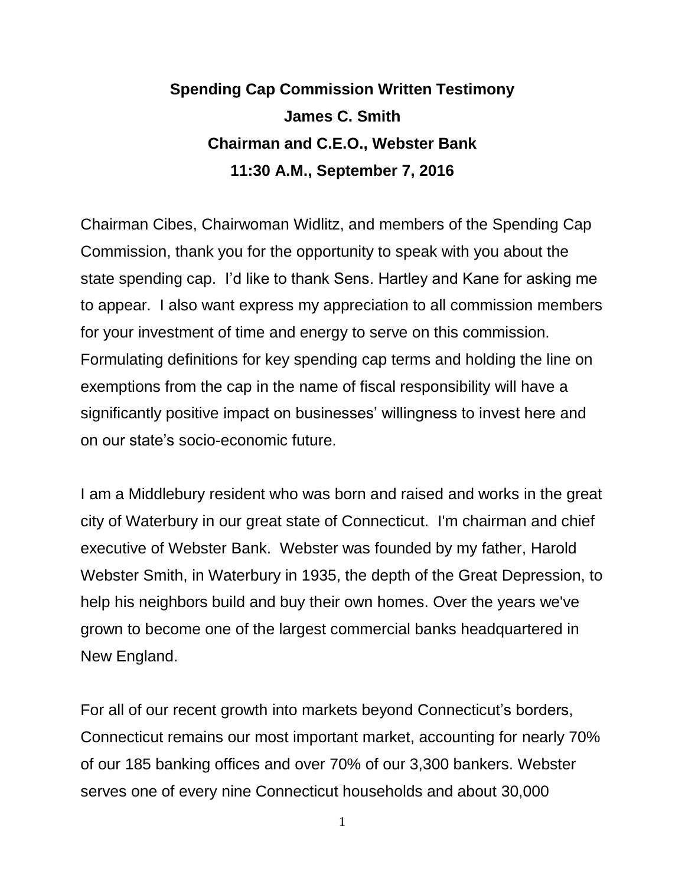**Spending Cap Commission Written Testimony**

**James C. Smith**

**Chairman and C.E.O., Webster Bank**

**11:30 A.M., September 7, 2016**

Chairman Cibes, Chairwoman Widlitz, and members of the Spending Cap Commission, thank you for the opportunity to speak with you about the state spending cap. I'd like to thank Sens. Hartley and Kane for asking me to appear. I also want express my appreciation to all commission members for your investment of time and energy to serve on this commission. Formulating definitions for key spending cap terms and holding the line on exemptions from the cap in the name of fiscal responsibility will have a significantly positive impact on businesses' willingness to invest here and on our state's socio-economic future.

I am a Middlebury resident who was born and raised and works in the great city of Waterbury in our great state of Connecticut. I'm chairman and chief executive of Webster Bank. Webster was founded by my father, Harold Webster Smith, in Waterbury in 1935, the depth of the Great Depression, to help his neighbors build and buy their own homes. Over the years we've grown to become one of the largest commercial banks headquartered in New England.

For all of our recent growth into markets beyond Connecticut's borders, Connecticut remains our most important market, accounting for nearly 70% of our 185 banking offices and over 70% of our 3,300 bankers. Webster serves one of every nine Connecticut households and about 30,000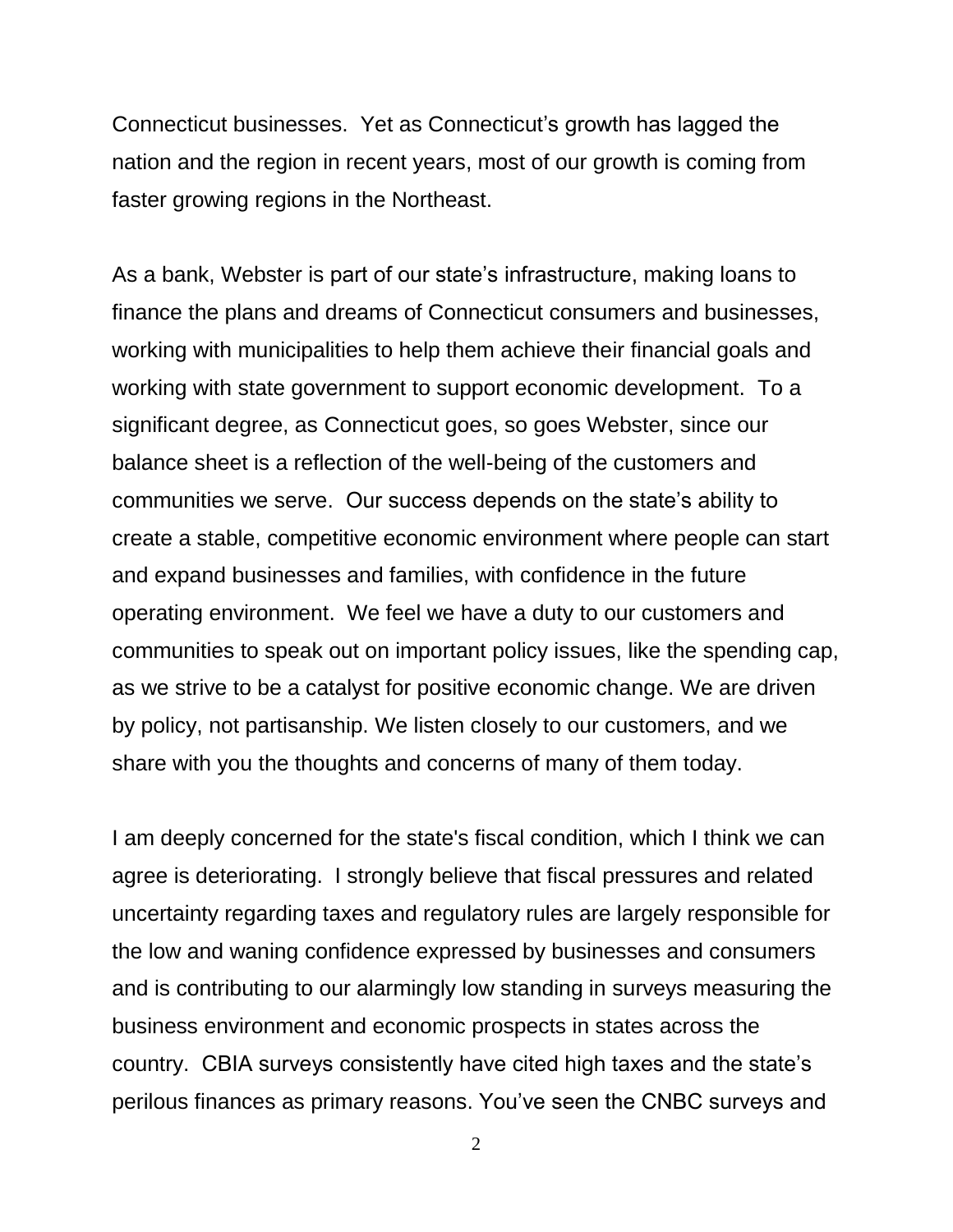Connecticut businesses. Yet as Connecticut's growth has lagged the nation and the region in recent years, most of our growth is coming from faster growing regions in the Northeast.

As a bank, Webster is part of our state's infrastructure, making loans to finance the plans and dreams of Connecticut consumers and businesses, working with municipalities to help them achieve their financial goals and working with state government to support economic development. To a significant degree, as Connecticut goes, so goes Webster, since our balance sheet is a reflection of the well-being of the customers and communities we serve. Our success depends on the state's ability to create a stable, competitive economic environment where people can start and expand businesses and families, with confidence in the future operating environment. We feel we have a duty to our customers and communities to speak out on important policy issues, like the spending cap, as we strive to be a catalyst for positive economic change. We are driven by policy, not partisanship. We listen closely to our customers, and we share with you the thoughts and concerns of many of them today.

I am deeply concerned for the state's fiscal condition, which I think we can agree is deteriorating. I strongly believe that fiscal pressures and related uncertainty regarding taxes and regulatory rules are largely responsible for the low and waning confidence expressed by businesses and consumers and is contributing to our alarmingly low standing in surveys measuring the business environment and economic prospects in states across the country. CBIA surveys consistently have cited high taxes and the state's perilous finances as primary reasons. You've seen the CNBC surveys and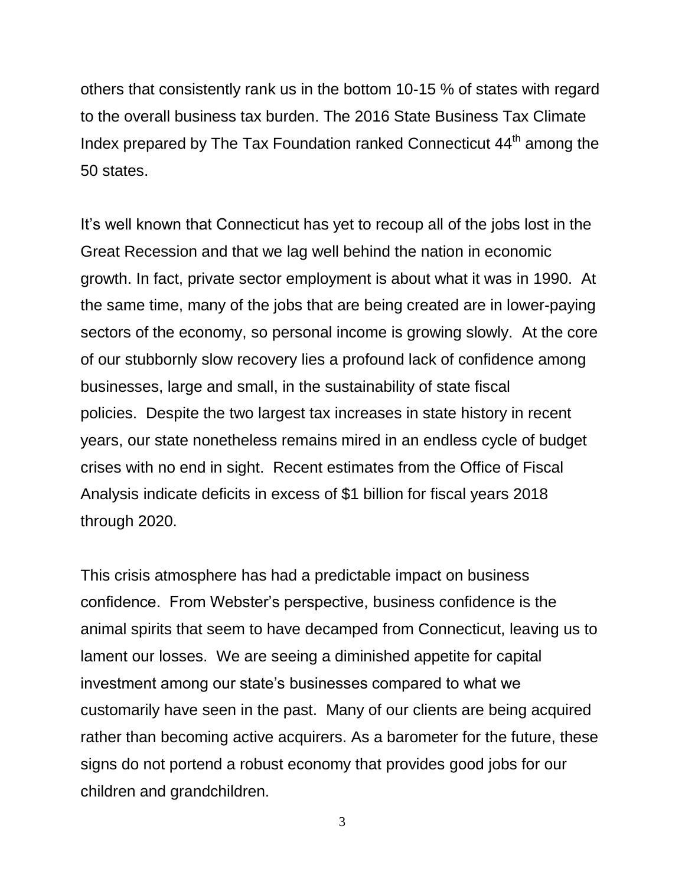others that consistently rank us in the bottom 10-15 % of states with regard to the overall business tax burden. The 2016 State Business Tax Climate Index prepared by The Tax Foundation ranked Connecticut 44th among the 50 states.

It's well known that Connecticut has yet to recoup all of the jobs lost in the Great Recession and that we lag well behind the nation in economic growth. In fact, private sector employment is about what it was in 1990. At the same time, many of the jobs that are being created are in lower-paying sectors of the economy, so personal income is growing slowly. At the core of our stubbornly slow recovery lies a profound lack of confidence among businesses, large and small, in the sustainability of state fiscal policies. Despite the two largest tax increases in state history in recent years, our state nonetheless remains mired in an endless cycle of budget crises with no end in sight. Recent estimates from the Office of Fiscal Analysis indicate deficits in excess of $1 billion for fiscal years 2018 through 2020.

This crisis atmosphere has had a predictable impact on business confidence. From Webster's perspective, business confidence is the animal spirits that seem to have decamped from Connecticut, leaving us to lament our losses. We are seeing a diminished appetite for capital investment among our state's businesses compared to what we customarily have seen in the past. Many of our clients are being acquired rather than becoming active acquirers. As a barometer for the future, these signs do not portend a robust economy that provides good jobs for our children and grandchildren.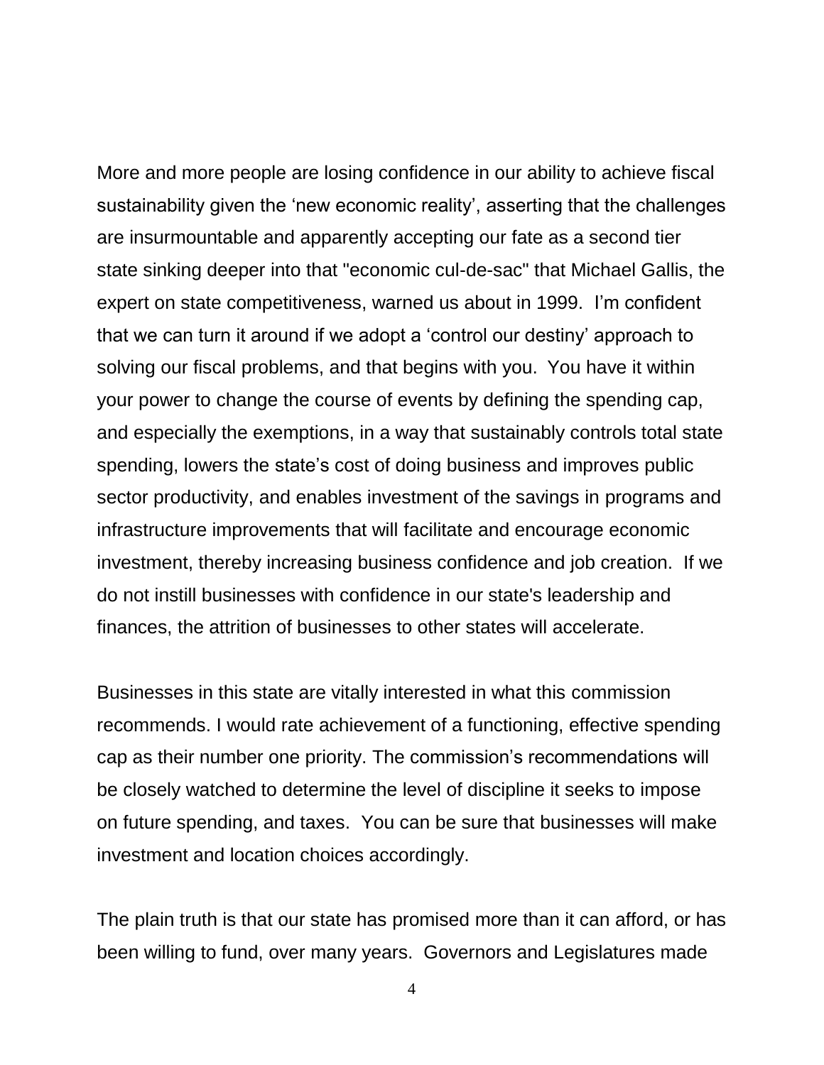More and more people are losing confidence in our ability to achieve fiscal sustainability given the 'new economic reality', asserting that the challenges are insurmountable and apparently accepting our fate as a second tier state sinking deeper into that "economic cul-de-sac" that Michael Gallis, the expert on state competitiveness, warned us about in 1999. I'm confident that we can turn it around if we adopt a 'control our destiny' approach to solving our fiscal problems, and that begins with you. You have it within your power to change the course of events by defining the spending cap, and especially the exemptions, in a way that sustainably controls total state spending, lowers the state's cost of doing business and improves public sector productivity, and enables investment of the savings in programs and infrastructure improvements that will facilitate and encourage economic investment, thereby increasing business confidence and job creation. If we do not instill businesses with confidence in our state's leadership and finances, the attrition of businesses to other states will accelerate.

Businesses in this state are vitally interested in what this commission recommends. I would rate achievement of a functioning, effective spending cap as their number one priority. The commission's recommendations will be closely watched to determine the level of discipline it seeks to impose on future spending, and taxes. You can be sure that businesses will make investment and location choices accordingly.

The plain truth is that our state has promised more than it can afford, or has been willing to fund, over many years. Governors and Legislatures made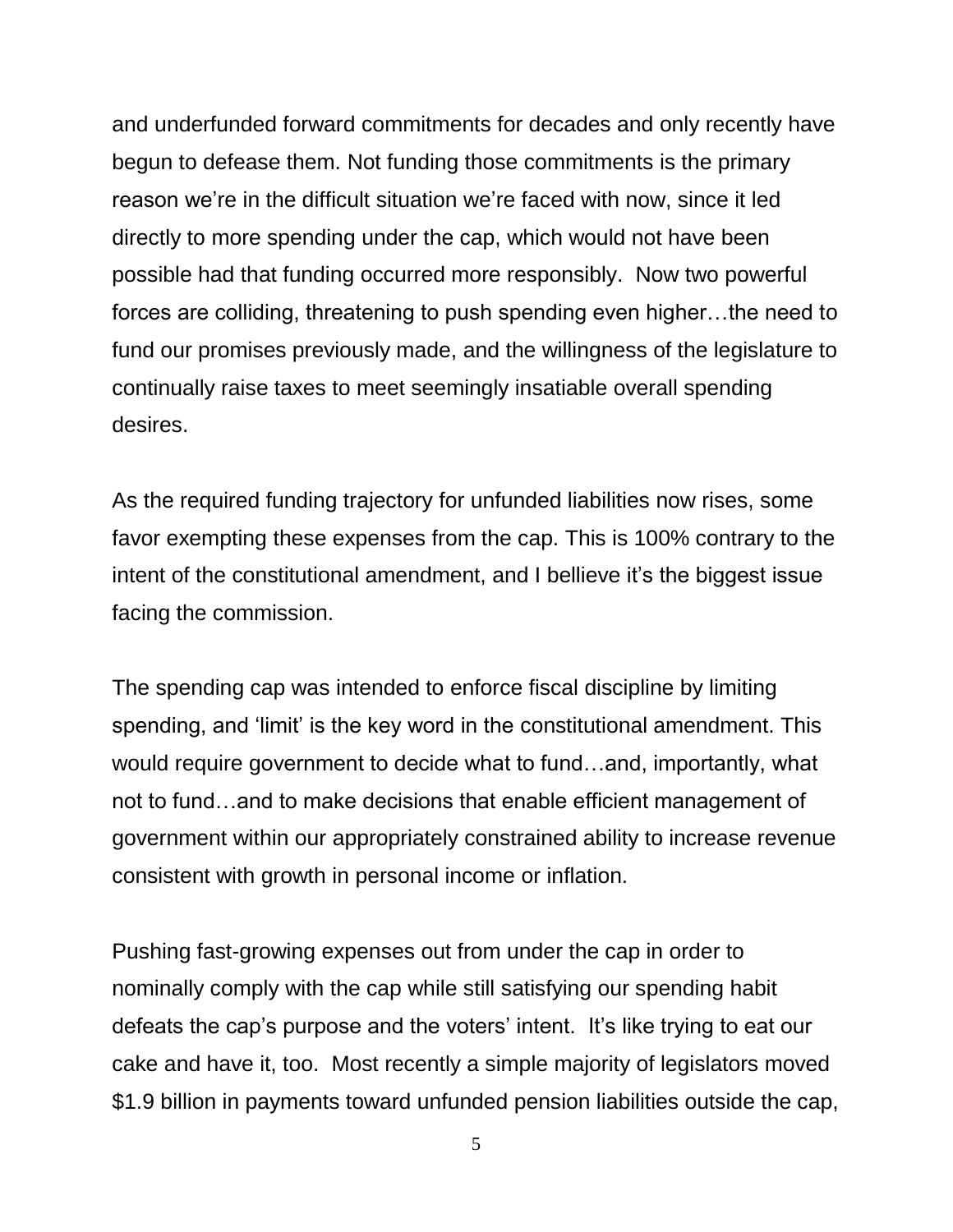and underfunded forward commitments for decades and only recently have begun to defease them. Not funding those commitments is the primary reason we're in the difficult situation we're faced with now, since it led directly to more spending under the cap, which would not have been possible had that funding occurred more responsibly. Now two powerful forces are colliding, threatening to push spending even higher…the need to fund our promises previously made, and the willingness of the legislature to continually raise taxes to meet seemingly insatiable overall spending desires.

As the required funding trajectory for unfunded liabilities now rises, some favor exempting these expenses from the cap. This is 100% contrary to the intent of the constitutional amendment, and I bellieve it's the biggest issue facing the commission.

The spending cap was intended to enforce fiscal discipline by limiting spending, and 'limit' is the key word in the constitutional amendment. This would require government to decide what to fund…and, importantly, what not to fund…and to make decisions that enable efficient management of government within our appropriately constrained ability to increase revenue consistent with growth in personal income or inflation.

Pushing fast-growing expenses out from under the cap in order to nominally comply with the cap while still satisfying our spending habit defeats the cap's purpose and the voters' intent. It's like trying to eat our cake and have it, too. Most recently a simple majority of legislators moved $1.9 billion in payments toward unfunded pension liabilities outside the cap,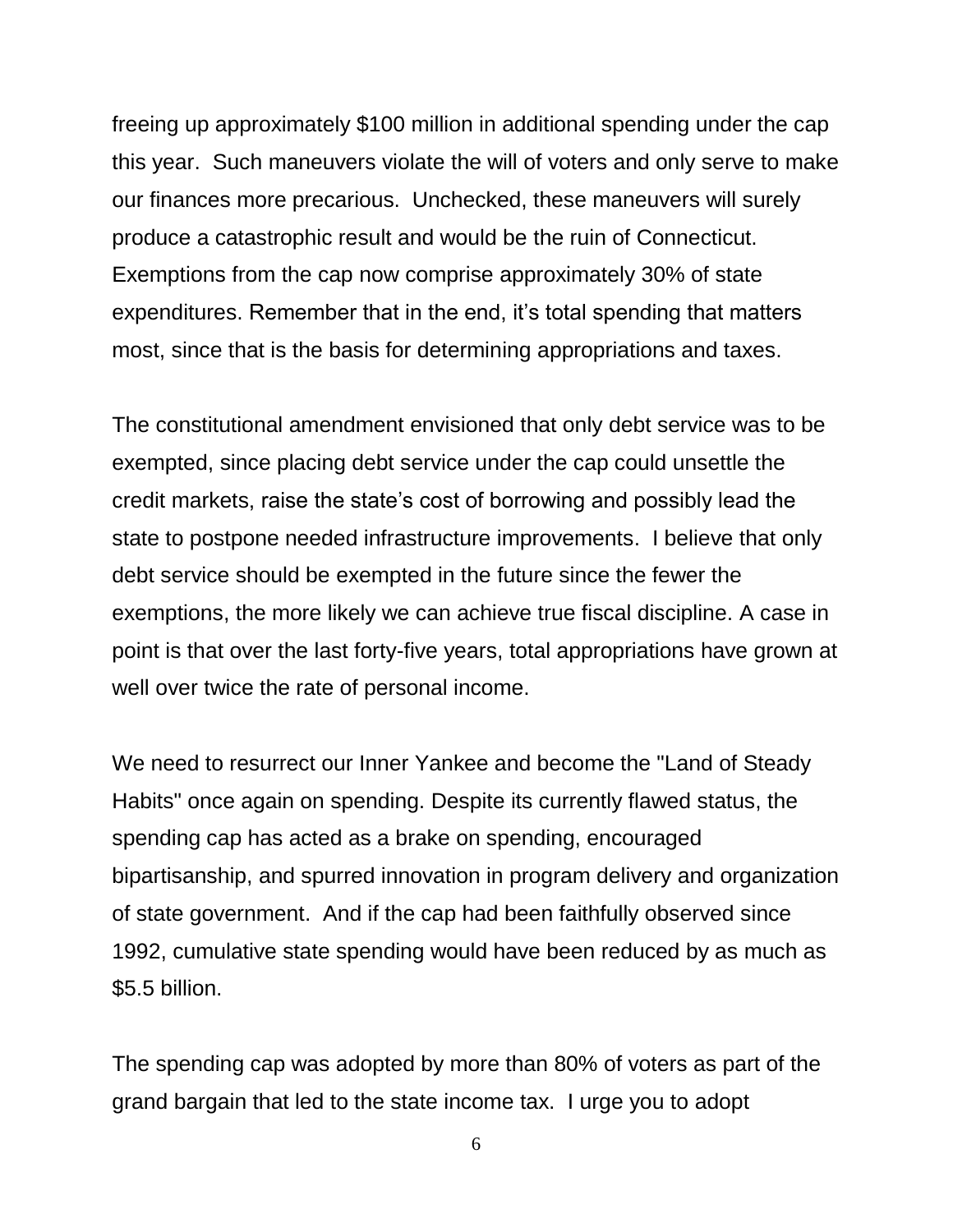freeing up approximately $100 million in additional spending under the cap this year. Such maneuvers violate the will of voters and only serve to make our finances more precarious. Unchecked, these maneuvers will surely produce a catastrophic result and would be the ruin of Connecticut. Exemptions from the cap now comprise approximately 30% of state expenditures. Remember that in the end, it's total spending that matters most, since that is the basis for determining appropriations and taxes.

The constitutional amendment envisioned that only debt service was to be exempted, since placing debt service under the cap could unsettle the credit markets, raise the state's cost of borrowing and possibly lead the state to postpone needed infrastructure improvements. I believe that only debt service should be exempted in the future since the fewer the exemptions, the more likely we can achieve true fiscal discipline. A case in point is that over the last forty-five years, total appropriations have grown at well over twice the rate of personal income.

We need to resurrect our Inner Yankee and become the "Land of Steady Habits" once again on spending. Despite its currently flawed status, the spending cap has acted as a brake on spending, encouraged bipartisanship, and spurred innovation in program delivery and organization of state government. And if the cap had been faithfully observed since 1992, cumulative state spending would have been reduced by as much as $5.5 billion.

The spending cap was adopted by more than 80% of voters as part of the grand bargain that led to the state income tax. I urge you to adopt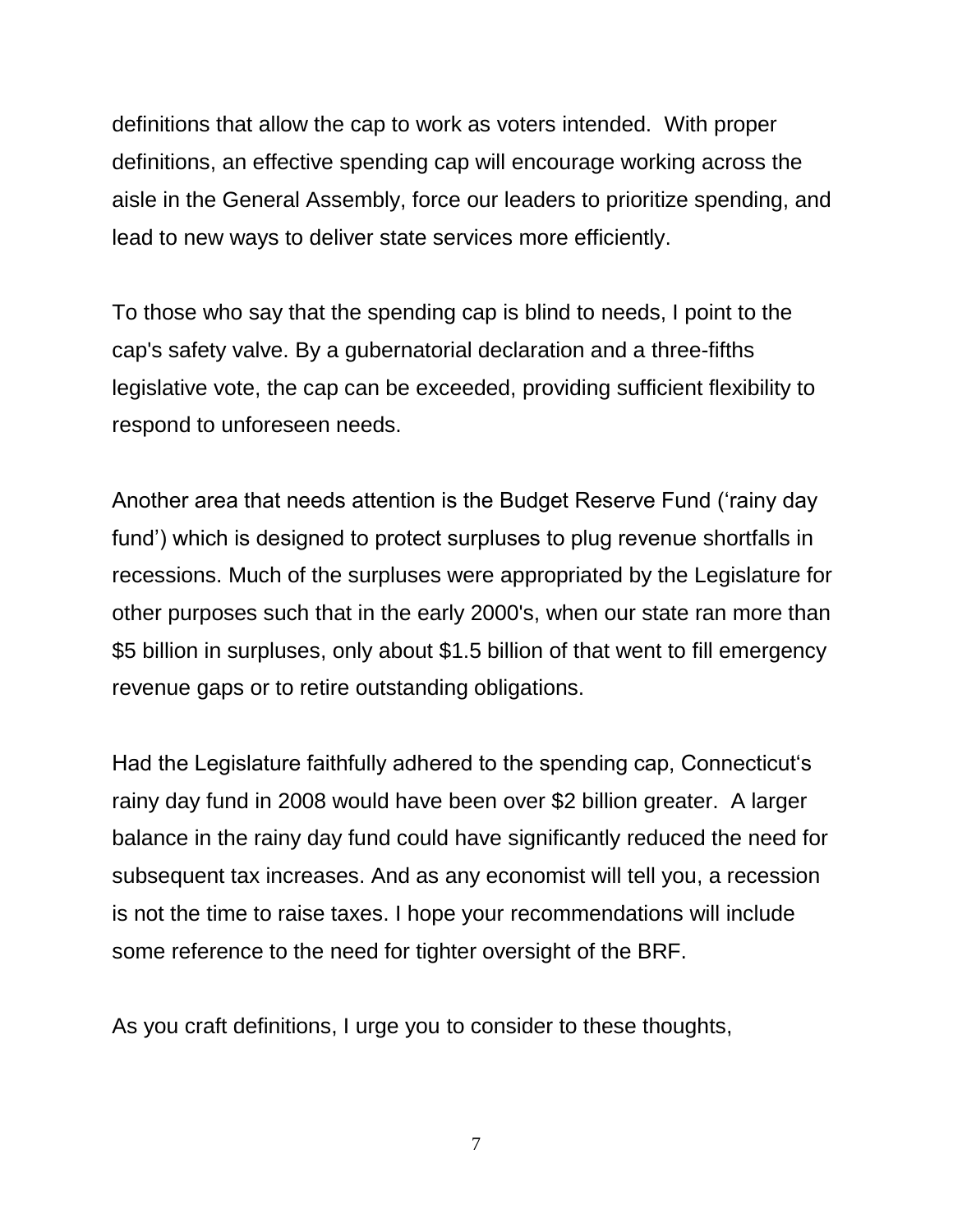definitions that allow the cap to work as voters intended. With proper definitions, an effective spending cap will encourage working across the aisle in the General Assembly, force our leaders to prioritize spending, and lead to new ways to deliver state services more efficiently.

To those who say that the spending cap is blind to needs, I point to the cap's safety valve. By a gubernatorial declaration and a three-fifths legislative vote, the cap can be exceeded, providing sufficient flexibility to respond to unforeseen needs.

Another area that needs attention is the Budget Reserve Fund ('rainy day fund') which is designed to protect surpluses to plug revenue shortfalls in recessions. Much of the surpluses were appropriated by the Legislature for other purposes such that in the early 2000's, when our state ran more than $5 billion in surpluses, only about $1.5 billion of that went to fill emergency revenue gaps or to retire outstanding obligations.

Had the Legislature faithfully adhered to the spending cap, Connecticut's rainy day fund in 2008 would have been over $2 billion greater. A larger balance in the rainy day fund could have significantly reduced the need for subsequent tax increases. And as any economist will tell you, a recession is not the time to raise taxes. I hope your recommendations will include some reference to the need for tighter oversight of the BRF.

As you craft definitions, I urge you to consider to these thoughts,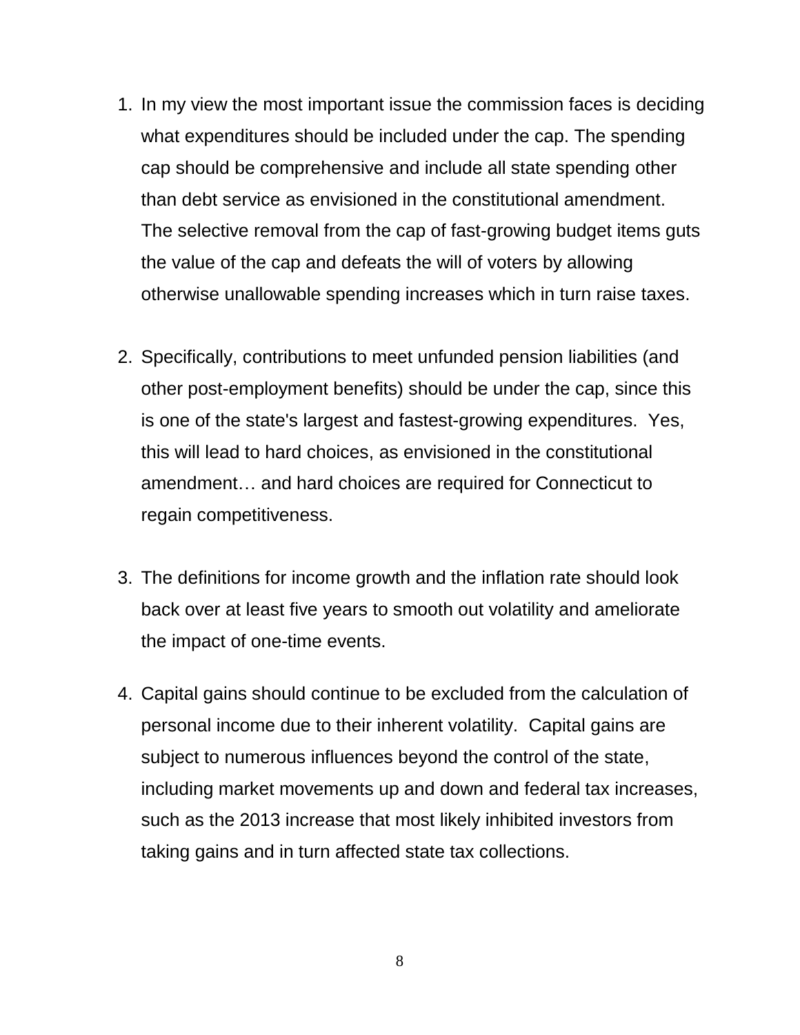1. In my view the most important issue the commission faces is deciding what expenditures should be included under the cap. The spending cap should be comprehensive and include all state spending other than debt service as envisioned in the constitutional amendment. The selective removal from the cap of fast-growing budget items guts the value of the cap and defeats the will of voters by allowing otherwise unallowable spending increases which in turn raise taxes.

2. Specifically, contributions to meet unfunded pension liabilities (and other post-employment benefits) should be under the cap, since this is one of the state's largest and fastest-growing expenditures. Yes, this will lead to hard choices, as envisioned in the constitutional amendment… and hard choices are required for Connecticut to regain competitiveness.

3. The definitions for income growth and the inflation rate should look back over at least five years to smooth out volatility and ameliorate the impact of one-time events.

4. Capital gains should continue to be excluded from the calculation of personal income due to their inherent volatility. Capital gains are subject to numerous influences beyond the control of the state, including market movements up and down and federal tax increases, such as the 2013 increase that most likely inhibited investors from taking gains and in turn affected state tax collections.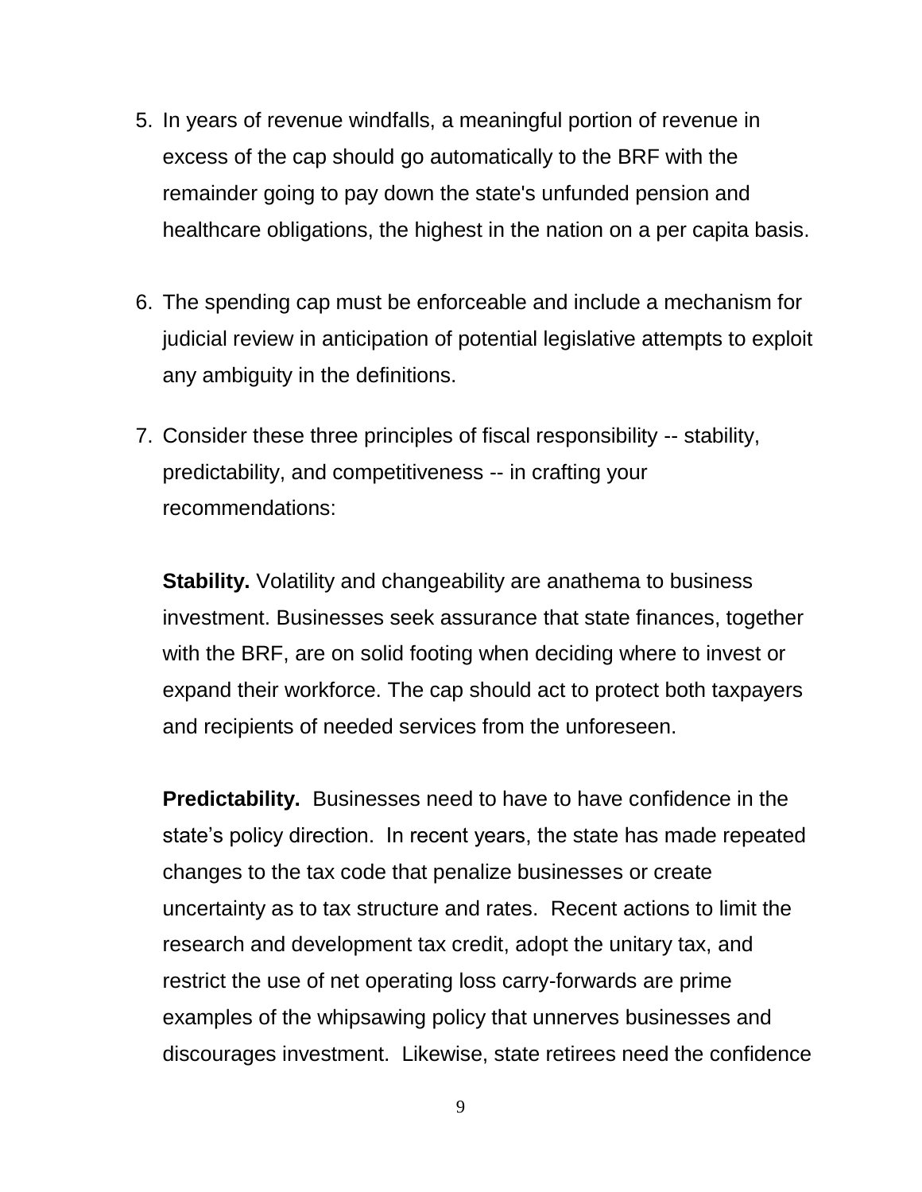5. In years of revenue windfalls, a meaningful portion of revenue in excess of the cap should go automatically to the BRF with the remainder going to pay down the state's unfunded pension and healthcare obligations, the highest in the nation on a per capita basis.

6. The spending cap must be enforceable and include a mechanism for judicial review in anticipation of potential legislative attempts to exploit any ambiguity in the definitions.

7. Consider these three principles of fiscal responsibility -- stability, predictability, and competitiveness -- in crafting your recommendations:

   **Stability.** Volatility and changeability are anathema to business investment. Businesses seek assurance that state finances, together with the BRF, are on solid footing when deciding where to invest or expand their workforce. The cap should act to protect both taxpayers and recipients of needed services from the unforeseen.

   **Predictability.** Businesses need to have to have confidence in the state's policy direction. In recent years, the state has made repeated changes to the tax code that penalize businesses or create uncertainty as to tax structure and rates. Recent actions to limit the research and development tax credit, adopt the unitary tax, and restrict the use of net operating loss carry-forwards are prime examples of the whipsawing policy that unnerves businesses and discourages investment. Likewise, state retirees need the confidence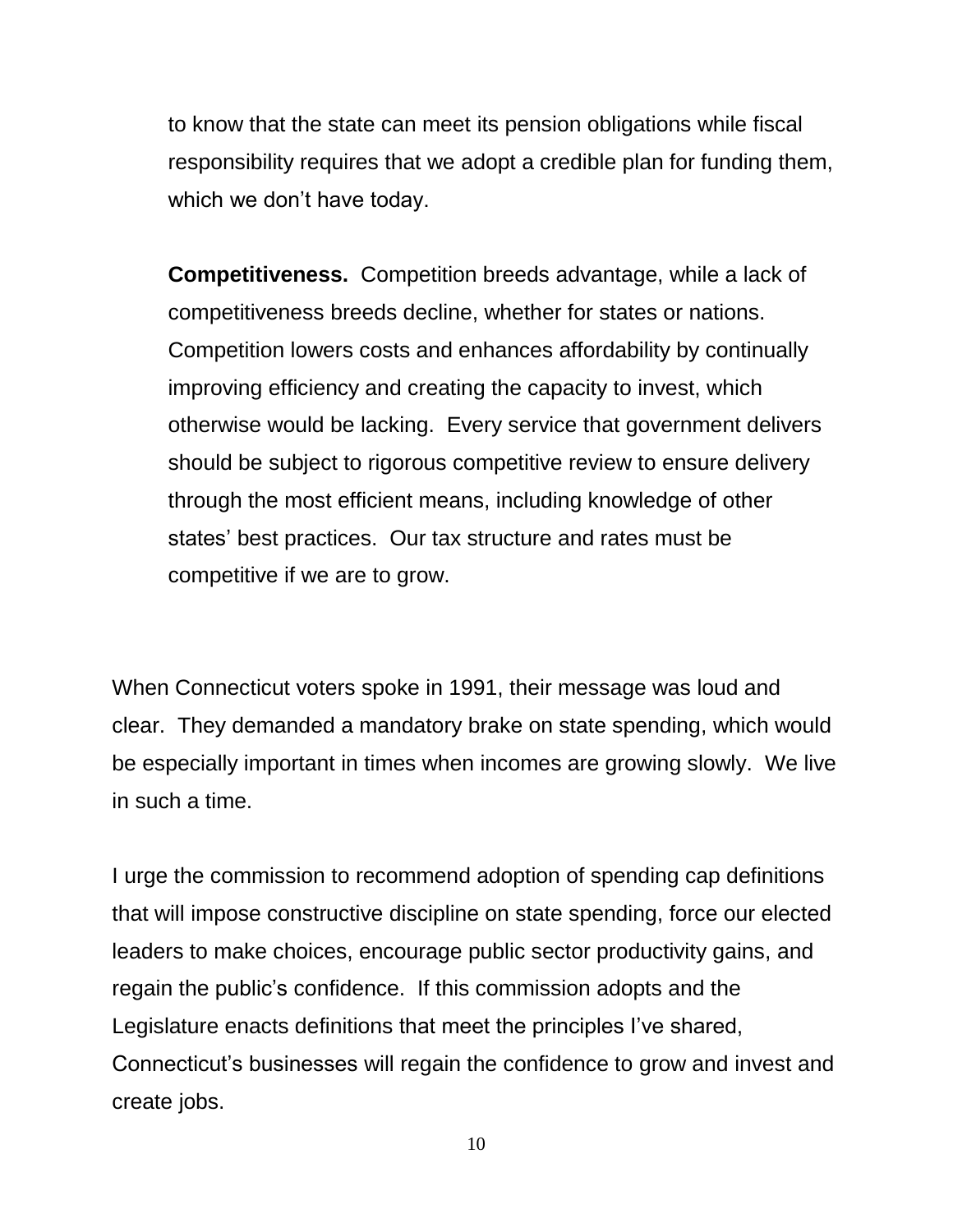to know that the state can meet its pension obligations while fiscal responsibility requires that we adopt a credible plan for funding them, which we don't have today.

**Competitiveness.** Competition breeds advantage, while a lack of competitiveness breeds decline, whether for states or nations. Competition lowers costs and enhances affordability by continually improving efficiency and creating the capacity to invest, which otherwise would be lacking. Every service that government delivers should be subject to rigorous competitive review to ensure delivery through the most efficient means, including knowledge of other states' best practices. Our tax structure and rates must be competitive if we are to grow.

When Connecticut voters spoke in 1991, their message was loud and clear. They demanded a mandatory brake on state spending, which would be especially important in times when incomes are growing slowly. We live in such a time.

I urge the commission to recommend adoption of spending cap definitions that will impose constructive discipline on state spending, force our elected leaders to make choices, encourage public sector productivity gains, and regain the public's confidence. If this commission adopts and the Legislature enacts definitions that meet the principles I've shared, Connecticut's businesses will regain the confidence to grow and invest and create jobs.